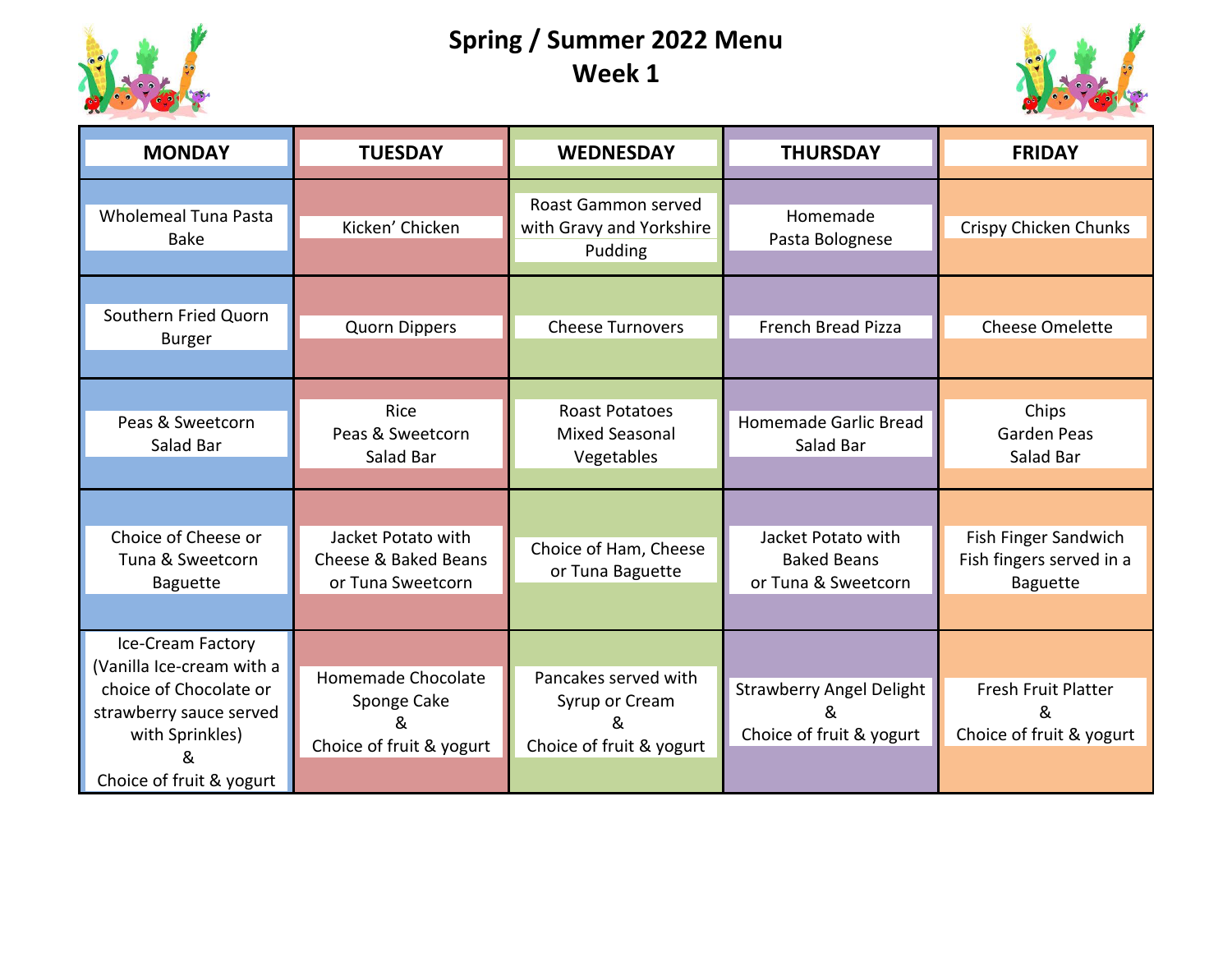# Spring / Summer 2022 Menu
## Week 1

| MONDAY | TUESDAY | WEDNESDAY | THURSDAY | FRIDAY |
|---|---|---|---|---|
| Wholemeal Tuna Pasta Bake | Kicken' Chicken | Roast Gammon served with Gravy and Yorkshire Pudding | Homemade Pasta Bolognese | Crispy Chicken Chunks |
| Southern Fried Quorn Burger | Quorn Dippers | Cheese Turnovers | French Bread Pizza | Cheese Omelette |
| Peas & Sweetcorn<br>Salad Bar | Rice<br>Peas & Sweetcorn<br>Salad Bar | Roast Potatoes<br>Mixed Seasonal Vegetables | Homemade Garlic Bread<br>Salad Bar | Chips<br>Garden Peas<br>Salad Bar |
| Choice of Cheese or Tuna & Sweetcorn Baguette | Jacket Potato with Cheese & Baked Beans or Tuna Sweetcorn | Choice of Ham, Cheese or Tuna Baguette | Jacket Potato with Baked Beans<br>or Tuna & Sweetcorn | Fish Finger Sandwich<br>Fish fingers served in a Baguette |
| Ice-Cream Factory (Vanilla Ice-cream with a choice of Chocolate or strawberry sauce served with Sprinkles)<br>&<br>Choice of fruit & yogurt | Homemade Chocolate Sponge Cake<br>&<br>Choice of fruit & yogurt | Pancakes served with Syrup or Cream<br>&<br>Choice of fruit & yogurt | Strawberry Angel Delight<br>&<br>Choice of fruit & yogurt | Fresh Fruit Platter<br>&<br>Choice of fruit & yogurt |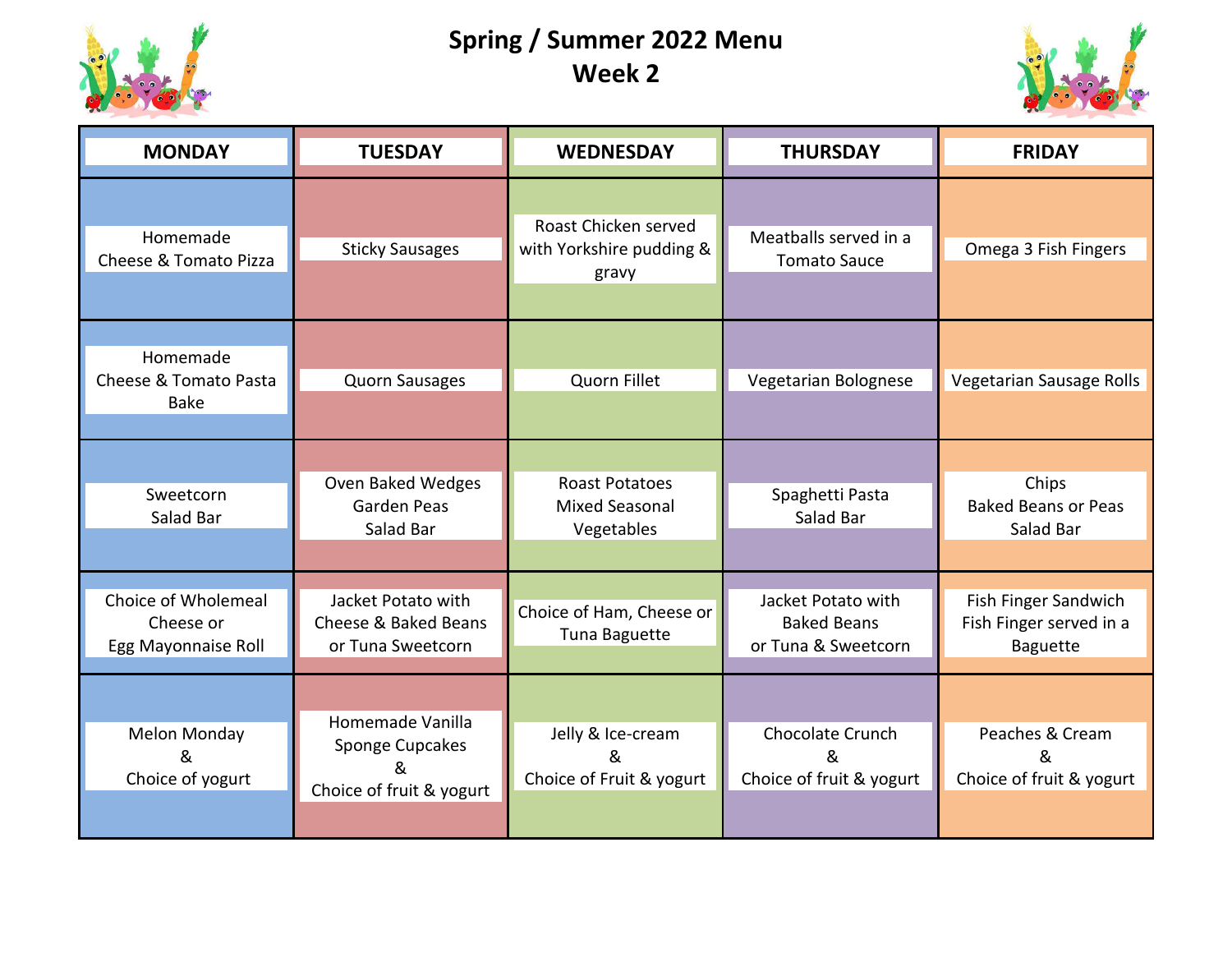# Spring / Summer 2022 Menu
## Week 2

| MONDAY | TUESDAY | WEDNESDAY | THURSDAY | FRIDAY |
|---|---|---|---|---|
| Homemade Cheese & Tomato Pizza | Sticky Sausages | Roast Chicken served with Yorkshire pudding & gravy | Meatballs served in a Tomato Sauce | Omega 3 Fish Fingers |
| Homemade Cheese & Tomato Pasta Bake | Quorn Sausages | Quorn Fillet | Vegetarian Bolognese | Vegetarian Sausage Rolls |
| Sweetcorn<br>Salad Bar | Oven Baked Wedges<br>Garden Peas<br>Salad Bar | Roast Potatoes<br>Mixed Seasonal Vegetables | Spaghetti Pasta<br>Salad Bar | Chips<br>Baked Beans or Peas<br>Salad Bar |
| Choice of Wholemeal Cheese or Egg Mayonnaise Roll | Jacket Potato with Cheese & Baked Beans or Tuna Sweetcorn | Choice of Ham, Cheese or Tuna Baguette | Jacket Potato with Baked Beans or Tuna & Sweetcorn | Fish Finger Sandwich<br>Fish Finger served in a Baguette |
| Melon Monday<br>&<br>Choice of yogurt | Homemade Vanilla Sponge Cupcakes<br>&<br>Choice of fruit & yogurt | Jelly & Ice-cream<br>&<br>Choice of Fruit & yogurt | Chocolate Crunch<br>&<br>Choice of fruit & yogurt | Peaches & Cream<br>&<br>Choice of fruit & yogurt |